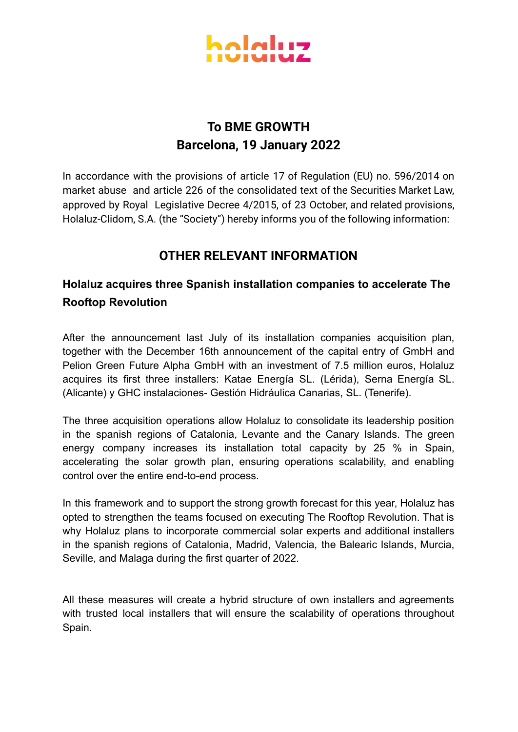holaluz

**To BME GROWTH**
**Barcelona, 19 January 2022**

In accordance with the provisions of article 17 of Regulation (EU) no. 596/2014 on market abuse and article 226 of the consolidated text of the Securities Market Law, approved by Royal Legislative Decree 4/2015, of 23 October, and related provisions, Holaluz-Clidom, S.A. (the "Society") hereby informs you of the following information:

## OTHER RELEVANT INFORMATION

### Holaluz acquires three Spanish installation companies to accelerate The Rooftop Revolution

After the announcement last July of its installation companies acquisition plan, together with the December 16th announcement of the capital entry of GmbH and Pelion Green Future Alpha GmbH with an investment of 7.5 million euros, Holaluz acquires its first three installers: Katae Energía SL. (Lérida), Serna Energía SL. (Alicante) y GHC instalaciones- Gestión Hidráulica Canarias, SL. (Tenerife).

The three acquisition operations allow Holaluz to consolidate its leadership position in the spanish regions of Catalonia, Levante and the Canary Islands. The green energy company increases its installation total capacity by 25 % in Spain, accelerating the solar growth plan, ensuring operations scalability, and enabling control over the entire end-to-end process.

In this framework and to support the strong growth forecast for this year, Holaluz has opted to strengthen the teams focused on executing The Rooftop Revolution. That is why Holaluz plans to incorporate commercial solar experts and additional installers in the spanish regions of Catalonia, Madrid, Valencia, the Balearic Islands, Murcia, Seville, and Malaga during the first quarter of 2022.

All these measures will create a hybrid structure of own installers and agreements with trusted local installers that will ensure the scalability of operations throughout Spain.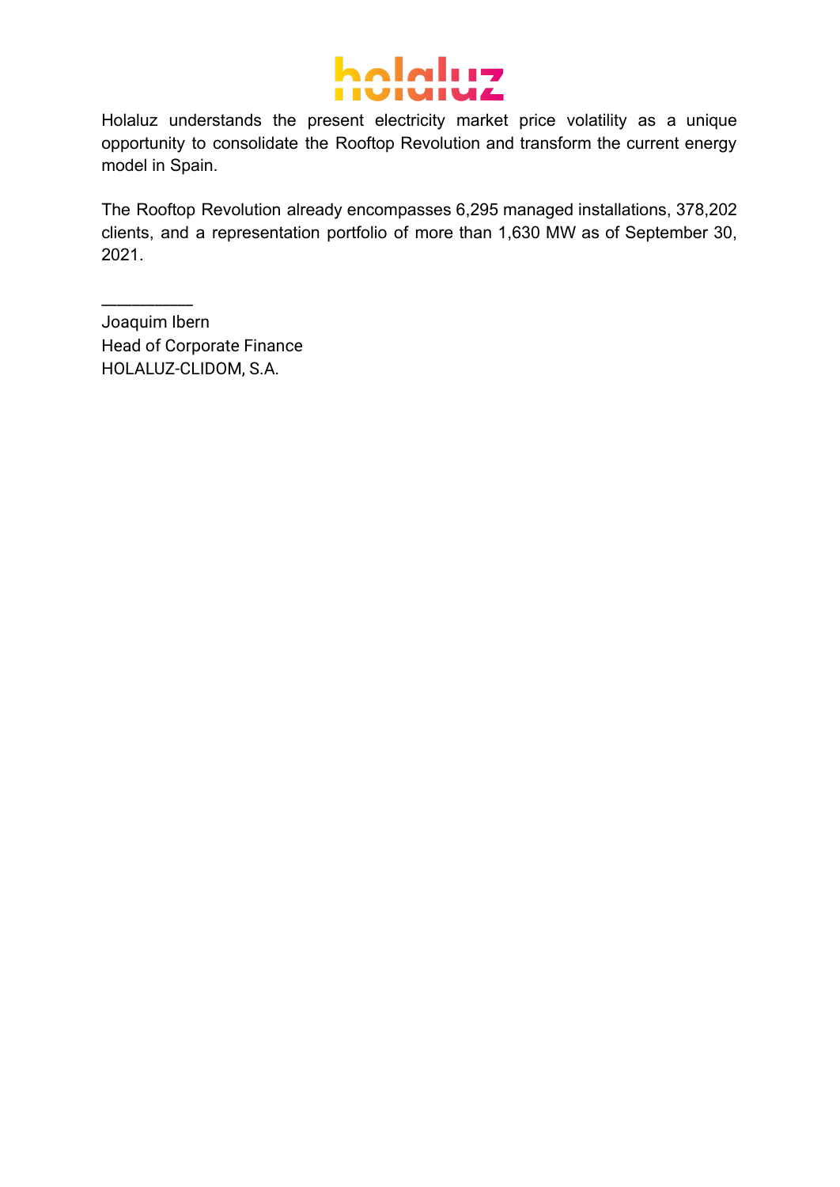Holaluz understands the present electricity market price volatility as a unique opportunity to consolidate the Rooftop Revolution and transform the current energy model in Spain.

The Rooftop Revolution already encompasses 6,295 managed installations, 378,202 clients, and a representation portfolio of more than 1,630 MW as of September 30, 2021.

__________

Joaquim Ibern
Head of Corporate Finance
HOLALUZ-CLIDOM, S.A.